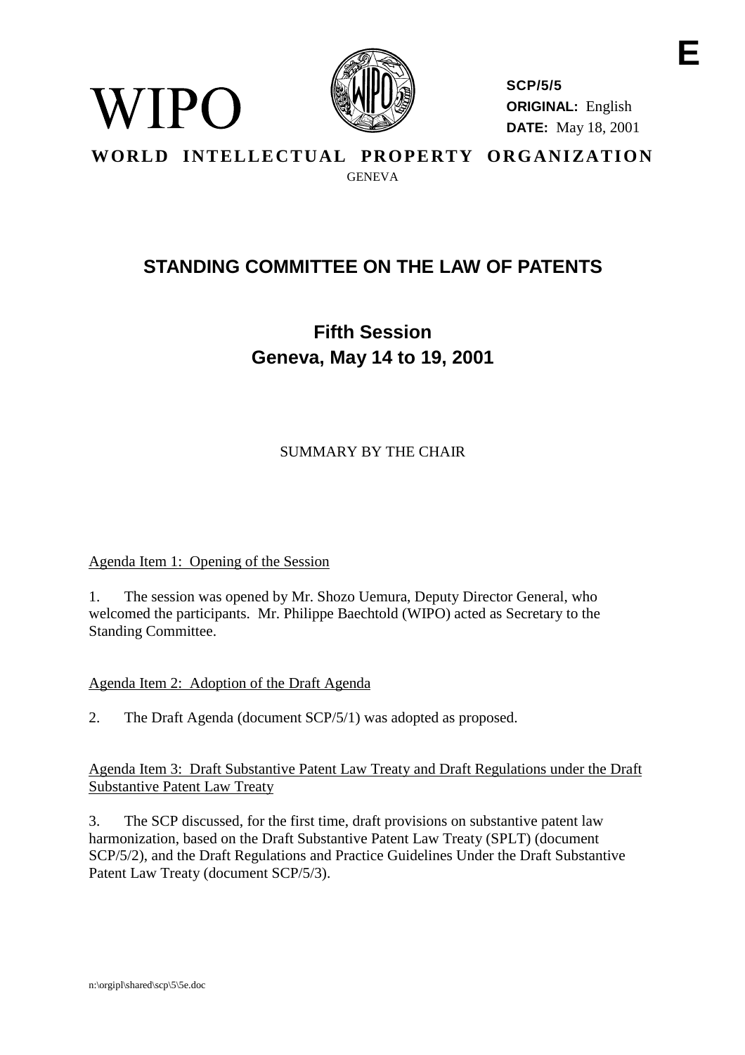E

WIPO

SCP/5/5
**ORIGINAL:** English
**DATE:** May 18, 2001

**WORLD INTELLECTUAL PROPERTY ORGANIZATION**
GENEVA

# STANDING COMMITTEE ON THE LAW OF PATENTS

## Fifth Session
## Geneva, May 14 to 19, 2001

SUMMARY BY THE CHAIR

Agenda Item 1: Opening of the Session

1. The session was opened by Mr. Shozo Uemura, Deputy Director General, who welcomed the participants. Mr. Philippe Baechtold (WIPO) acted as Secretary to the Standing Committee.

Agenda Item 2: Adoption of the Draft Agenda

2. The Draft Agenda (document SCP/5/1) was adopted as proposed.

Agenda Item 3: Draft Substantive Patent Law Treaty and Draft Regulations under the Draft Substantive Patent Law Treaty

3. The SCP discussed, for the first time, draft provisions on substantive patent law harmonization, based on the Draft Substantive Patent Law Treaty (SPLT) (document SCP/5/2), and the Draft Regulations and Practice Guidelines Under the Draft Substantive Patent Law Treaty (document SCP/5/3).

n:\orgipl\shared\scp\5\5e.doc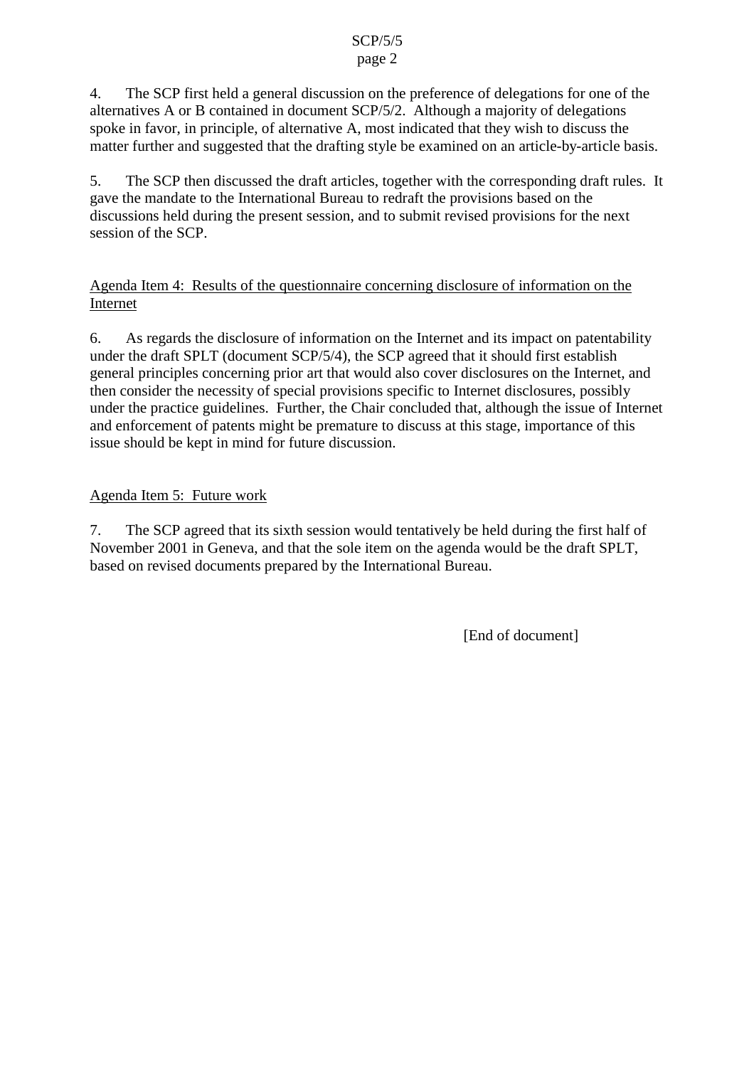4. The SCP first held a general discussion on the preference of delegations for one of the alternatives A or B contained in document SCP/5/2. Although a majority of delegations spoke in favor, in principle, of alternative A, most indicated that they wish to discuss the matter further and suggested that the drafting style be examined on an article-by-article basis.

5. The SCP then discussed the draft articles, together with the corresponding draft rules. It gave the mandate to the International Bureau to redraft the provisions based on the discussions held during the present session, and to submit revised provisions for the next session of the SCP.

Agenda Item 4: Results of the questionnaire concerning disclosure of information on the Internet

6. As regards the disclosure of information on the Internet and its impact on patentability under the draft SPLT (document SCP/5/4), the SCP agreed that it should first establish general principles concerning prior art that would also cover disclosures on the Internet, and then consider the necessity of special provisions specific to Internet disclosures, possibly under the practice guidelines. Further, the Chair concluded that, although the issue of Internet and enforcement of patents might be premature to discuss at this stage, importance of this issue should be kept in mind for future discussion.

Agenda Item 5: Future work

7. The SCP agreed that its sixth session would tentatively be held during the first half of November 2001 in Geneva, and that the sole item on the agenda would be the draft SPLT, based on revised documents prepared by the International Bureau.

[End of document]